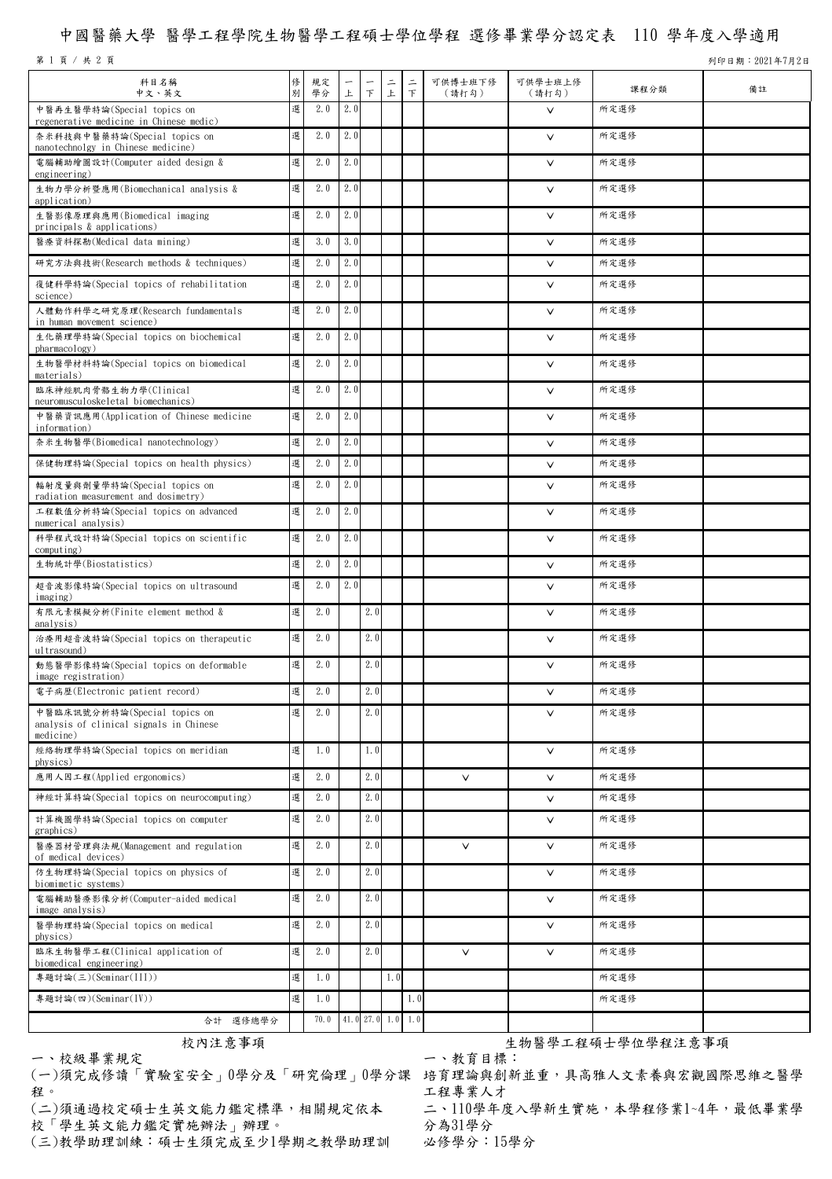# 中國醫藥大學 醫學工程學院生物醫學工程碩士學位學程 選修畢業學分認定表 110 學年度入學適用

列印日期：2021年7月2日

| 科目名稱<br>中文、英文 | 修別 | 規定學分 | 一上 | 一下 | 二上 | 二下 | 可供博士班下修（請打勾） | 可供學士班上修（請打勾） | 課程分類 | 備註 |
|---|---|---|---|---|---|---|---|---|---|---|
| 中醫再生醫學特論(Special topics on regenerative medicine in Chinese medic) | 選 | 2.0 | 2.0 | | | | | V | 所定選修 | |
| 奈米科技與中醫藥特論(Special topics on nanotechnolgy in Chinese medicine) | 選 | 2.0 | 2.0 | | | | | V | 所定選修 | |
| 電腦輔助繪圖設計(Computer aided design & engineering) | 選 | 2.0 | 2.0 | | | | | V | 所定選修 | |
| 生物力學分析暨應用(Biomechanical analysis & application) | 選 | 2.0 | 2.0 | | | | | V | 所定選修 | |
| 生醫影像原理與應用(Biomedical imaging principals & applications) | 選 | 2.0 | 2.0 | | | | | V | 所定選修 | |
| 醫療資料探勘(Medical data mining) | 選 | 3.0 | 3.0 | | | | | V | 所定選修 | |
| 研究方法與技術(Research methods & techniques) | 選 | 2.0 | 2.0 | | | | | V | 所定選修 | |
| 復健科學特論(Special topics of rehabilitation science) | 選 | 2.0 | 2.0 | | | | | V | 所定選修 | |
| 人體動作科學之研究原理(Research fundamentals in human movement science) | 選 | 2.0 | 2.0 | | | | | V | 所定選修 | |
| 生化藥理學特論(Special topics on biochemical pharmacology) | 選 | 2.0 | 2.0 | | | | | V | 所定選修 | |
| 生物醫學材料特論(Special topics on biomedical materials) | 選 | 2.0 | 2.0 | | | | | V | 所定選修 | |
| 臨床神經肌肉骨骼生物力學(Clinical neuromusculoskeletal biomechanics) | 選 | 2.0 | 2.0 | | | | | V | 所定選修 | |
| 中醫藥資訊應用(Application of Chinese medicine information) | 選 | 2.0 | 2.0 | | | | | V | 所定選修 | |
| 奈米生物醫學(Biomedical nanotechnology) | 選 | 2.0 | 2.0 | | | | | V | 所定選修 | |
| 保健物理特論(Special topics on health physics) | 選 | 2.0 | 2.0 | | | | | V | 所定選修 | |
| 輻射度量與劑量學特論(Special topics on radiation measurement and dosimetry) | 選 | 2.0 | 2.0 | | | | | V | 所定選修 | |
| 工程數值分析特論(Special topics on advanced numerical analysis) | 選 | 2.0 | 2.0 | | | | | V | 所定選修 | |
| 科學程式設計特論(Special topics on scientific computing) | 選 | 2.0 | 2.0 | | | | | V | 所定選修 | |
| 生物統計學(Biostatistics) | 選 | 2.0 | 2.0 | | | | | V | 所定選修 | |
| 超音波影像特論(Special topics on ultrasound imaging) | 選 | 2.0 | 2.0 | | | | | V | 所定選修 | |
| 有限元素模擬分析(Finite element method & analysis) | 選 | 2.0 | | 2.0 | | | | V | 所定選修 | |
| 治療用超音波特論(Special topics on therapeutic ultrasound) | 選 | 2.0 | | 2.0 | | | | V | 所定選修 | |
| 動態醫學影像特論(Special topics on deformable image registration) | 選 | 2.0 | | 2.0 | | | | V | 所定選修 | |
| 電子病歷(Electronic patient record) | 選 | 2.0 | | 2.0 | | | | V | 所定選修 | |
| 中醫臨床訊號分析特論(Special topics on analysis of clinical signals in Chinese medicine) | 選 | 2.0 | | 2.0 | | | | V | 所定選修 | |
| 經絡物理學特論(Special topics on meridian physics) | 選 | 1.0 | | 1.0 | | | | V | 所定選修 | |
| 應用人因工程(Applied ergonomics) | 選 | 2.0 | | 2.0 | | | V | V | 所定選修 | |
| 神經計算特論(Special topics on neurocomputing) | 選 | 2.0 | | 2.0 | | | | V | 所定選修 | |
| 計算機圖學特論(Special topics on computer graphics) | 選 | 2.0 | | 2.0 | | | | V | 所定選修 | |
| 醫療器材管理與法規(Management and regulation of medical devices) | 選 | 2.0 | | 2.0 | | | V | V | 所定選修 | |
| 仿生物理特論(Special topics on physics of biomimetic systems) | 選 | 2.0 | | 2.0 | | | | V | 所定選修 | |
| 電腦輔助醫療影像分析(Computer-aided medical image analysis) | 選 | 2.0 | | 2.0 | | | | V | 所定選修 | |
| 醫學物理特論(Special topics on medical physics) | 選 | 2.0 | | 2.0 | | | | V | 所定選修 | |
| 臨床生物醫學工程(Clinical application of biomedical engineering) | 選 | 2.0 | | 2.0 | | | V | V | 所定選修 | |
| 專題討論(三)(Seminar(III)) | 選 | 1.0 | | | 1.0 | | | | 所定選修 | |
| 專題討論(四)(Seminar(IV)) | 選 | 1.0 | | | | 1.0 | | | 所定選修 | |
| 合計　選修總學分 | | 70.0 | 41.0 | 27.0 | 1.0 | 1.0 | | | | |

## 校內注意事項

一、校級畢業規定

(一)須完成修讀「實驗室安全」0學分及「研究倫理」0學分課程。

(二)須通過校定碩士生英文能力鑑定標準，相關規定依本校「學生英文能力鑑定實施辦法」辦理。

(三)教學助理訓練：碩士生須完成至少1學期之教學助理訓

## 生物醫學工程碩士學位學程注意事項

一、教育目標：

培育理論與創新並重，具高雅人文素養與宏觀國際思維之醫學工程專業人才

二、110學年度入學新生實施，本學程修業1~4年，最低畢業學分為31學分

必修學分：15學分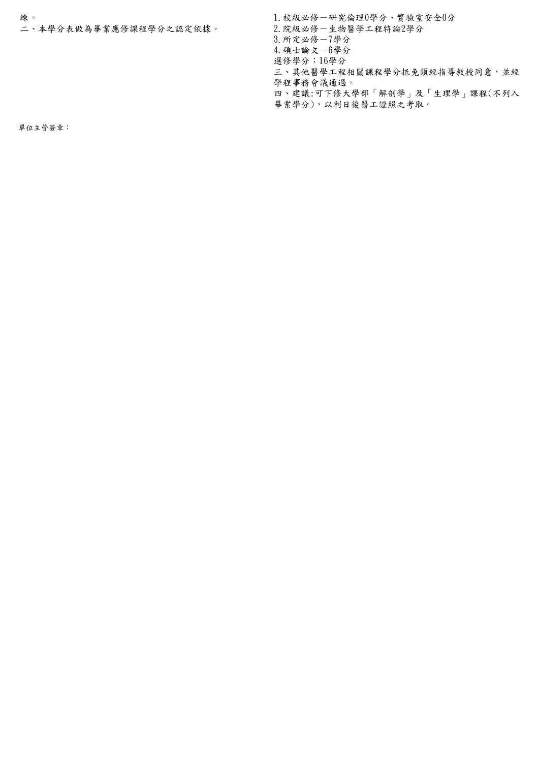練。

二、本學分表做為畢業應修課程學分之認定依據。

1. 校級必修－研究倫理0學分、實驗室安全0分
2. 院級必修－生物醫學工程特論2學分
3. 所定必修－7學分
4. 碩士論文－6學分

選修學分：16學分

三、其他醫學工程相關課程學分抵免須經指導教授同意，並經學程事務會議通過。

四、建議:可下修大學部「解剖學」及「生理學」課程(不列入畢業學分)，以利日後醫工證照之考取。

單位主管簽章：